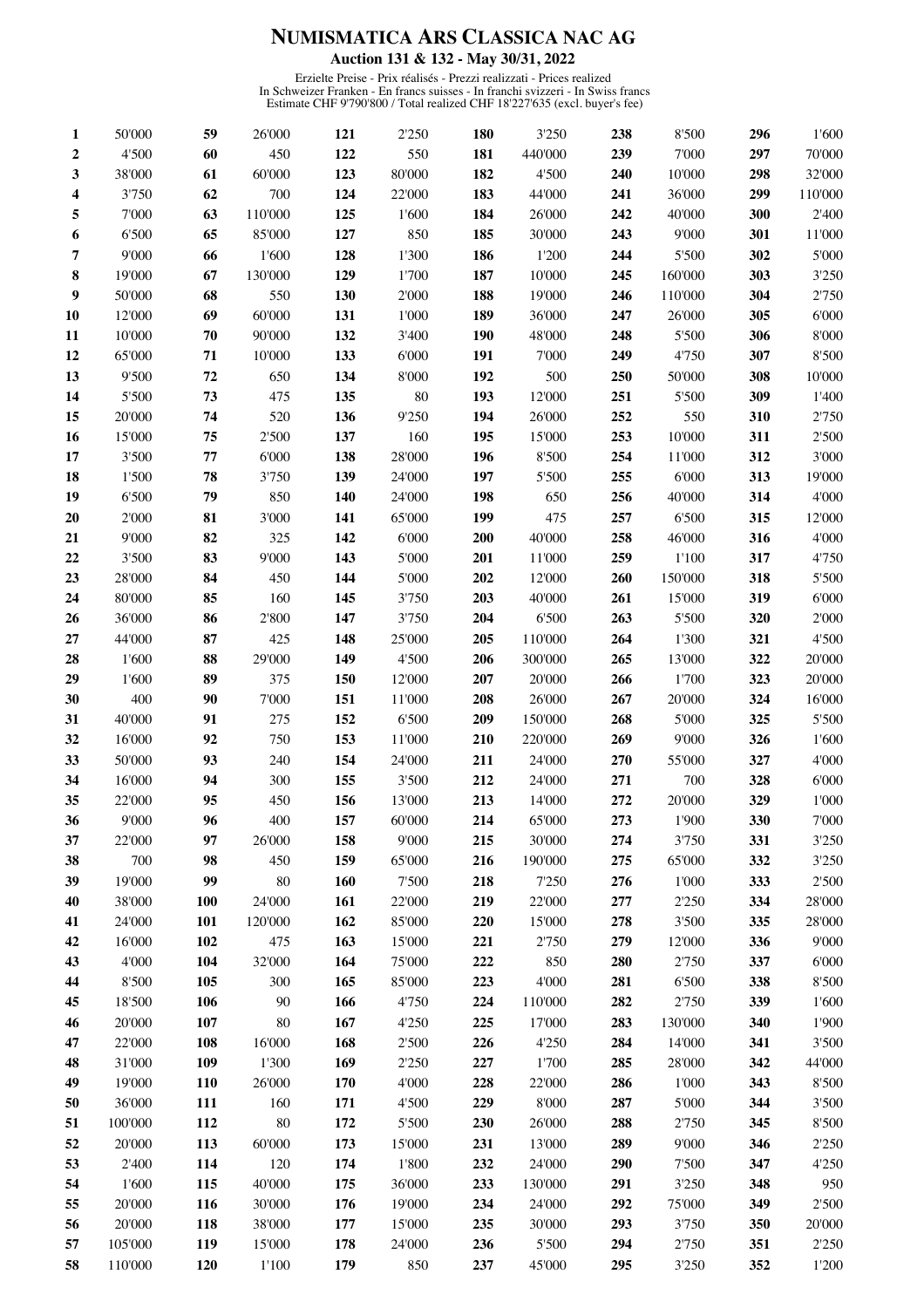# NUMISMATICA ARS CLASSICA NAC AG

## Auction 131 & 132 - May 30/31, 2022

Erzielte Preise - Prix réalisés - Prezzi realizzati - Prices realized
In Schweizer Franken - En francs suisses - In franchi svizzeri - In Swiss francs
Estimate CHF 9'790'800 / Total realized CHF 18'227'635 (excl. buyer's fee)

| | | | | | | | | | | | |
|---|---|---|---|---|---|---|---|---|---|---|---|
| **1** | 50'000 | **59** | 26'000 | **121** | 2'250 | **180** | 3'250 | **238** | 8'500 | **296** | 1'600 |
| **2** | 4'500 | **60** | 450 | **122** | 550 | **181** | 440'000 | **239** | 7'000 | **297** | 70'000 |
| **3** | 38'000 | **61** | 60'000 | **123** | 80'000 | **182** | 4'500 | **240** | 10'000 | **298** | 32'000 |
| **4** | 3'750 | **62** | 700 | **124** | 22'000 | **183** | 44'000 | **241** | 36'000 | **299** | 110'000 |
| **5** | 7'000 | **63** | 110'000 | **125** | 1'600 | **184** | 26'000 | **242** | 40'000 | **300** | 2'400 |
| **6** | 6'500 | **65** | 85'000 | **127** | 850 | **185** | 30'000 | **243** | 9'000 | **301** | 11'000 |
| **7** | 9'000 | **66** | 1'600 | **128** | 1'300 | **186** | 1'200 | **244** | 5'500 | **302** | 5'000 |
| **8** | 19'000 | **67** | 130'000 | **129** | 1'700 | **187** | 10'000 | **245** | 160'000 | **303** | 3'250 |
| **9** | 50'000 | **68** | 550 | **130** | 2'000 | **188** | 19'000 | **246** | 110'000 | **304** | 2'750 |
| **10** | 12'000 | **69** | 60'000 | **131** | 1'000 | **189** | 36'000 | **247** | 26'000 | **305** | 6'000 |
| **11** | 10'000 | **70** | 90'000 | **132** | 3'400 | **190** | 48'000 | **248** | 5'500 | **306** | 8'000 |
| **12** | 65'000 | **71** | 10'000 | **133** | 6'000 | **191** | 7'000 | **249** | 4'750 | **307** | 8'500 |
| **13** | 9'500 | **72** | 650 | **134** | 8'000 | **192** | 500 | **250** | 50'000 | **308** | 10'000 |
| **14** | 5'500 | **73** | 475 | **135** | 80 | **193** | 12'000 | **251** | 5'500 | **309** | 1'400 |
| **15** | 20'000 | **74** | 520 | **136** | 9'250 | **194** | 26'000 | **252** | 550 | **310** | 2'750 |
| **16** | 15'000 | **75** | 2'500 | **137** | 160 | **195** | 15'000 | **253** | 10'000 | **311** | 2'500 |
| **17** | 3'500 | **77** | 6'000 | **138** | 28'000 | **196** | 8'500 | **254** | 11'000 | **312** | 3'000 |
| **18** | 1'500 | **78** | 3'750 | **139** | 24'000 | **197** | 5'500 | **255** | 6'000 | **313** | 19'000 |
| **19** | 6'500 | **79** | 850 | **140** | 24'000 | **198** | 650 | **256** | 40'000 | **314** | 4'000 |
| **20** | 2'000 | **81** | 3'000 | **141** | 65'000 | **199** | 475 | **257** | 6'500 | **315** | 12'000 |
| **21** | 9'000 | **82** | 325 | **142** | 6'000 | **200** | 40'000 | **258** | 46'000 | **316** | 4'000 |
| **22** | 3'500 | **83** | 9'000 | **143** | 5'000 | **201** | 11'000 | **259** | 1'100 | **317** | 4'750 |
| **23** | 28'000 | **84** | 450 | **144** | 5'000 | **202** | 12'000 | **260** | 150'000 | **318** | 5'500 |
| **24** | 80'000 | **85** | 160 | **145** | 3'750 | **203** | 40'000 | **261** | 15'000 | **319** | 6'000 |
| **26** | 36'000 | **86** | 2'800 | **147** | 3'750 | **204** | 6'500 | **263** | 5'500 | **320** | 2'000 |
| **27** | 44'000 | **87** | 425 | **148** | 25'000 | **205** | 110'000 | **264** | 1'300 | **321** | 4'500 |
| **28** | 1'600 | **88** | 29'000 | **149** | 4'500 | **206** | 300'000 | **265** | 13'000 | **322** | 20'000 |
| **29** | 1'600 | **89** | 375 | **150** | 12'000 | **207** | 20'000 | **266** | 1'700 | **323** | 20'000 |
| **30** | 400 | **90** | 7'000 | **151** | 11'000 | **208** | 26'000 | **267** | 20'000 | **324** | 16'000 |
| **31** | 40'000 | **91** | 275 | **152** | 6'500 | **209** | 150'000 | **268** | 5'000 | **325** | 5'500 |
| **32** | 16'000 | **92** | 750 | **153** | 11'000 | **210** | 220'000 | **269** | 9'000 | **326** | 1'600 |
| **33** | 50'000 | **93** | 240 | **154** | 24'000 | **211** | 24'000 | **270** | 55'000 | **327** | 4'000 |
| **34** | 16'000 | **94** | 300 | **155** | 3'500 | **212** | 24'000 | **271** | 700 | **328** | 6'000 |
| **35** | 22'000 | **95** | 450 | **156** | 13'000 | **213** | 14'000 | **272** | 20'000 | **329** | 1'000 |
| **36** | 9'000 | **96** | 400 | **157** | 60'000 | **214** | 65'000 | **273** | 1'900 | **330** | 7'000 |
| **37** | 22'000 | **97** | 26'000 | **158** | 9'000 | **215** | 30'000 | **274** | 3'750 | **331** | 3'250 |
| **38** | 700 | **98** | 450 | **159** | 65'000 | **216** | 190'000 | **275** | 65'000 | **332** | 3'250 |
| **39** | 19'000 | **99** | 80 | **160** | 7'500 | **218** | 7'250 | **276** | 1'000 | **333** | 2'500 |
| **40** | 38'000 | **100** | 24'000 | **161** | 22'000 | **219** | 22'000 | **277** | 2'250 | **334** | 28'000 |
| **41** | 24'000 | **101** | 120'000 | **162** | 85'000 | **220** | 15'000 | **278** | 3'500 | **335** | 28'000 |
| **42** | 16'000 | **102** | 475 | **163** | 15'000 | **221** | 2'750 | **279** | 12'000 | **336** | 9'000 |
| **43** | 4'000 | **104** | 32'000 | **164** | 75'000 | **222** | 850 | **280** | 2'750 | **337** | 6'000 |
| **44** | 8'500 | **105** | 300 | **165** | 85'000 | **223** | 4'000 | **281** | 6'500 | **338** | 8'500 |
| **45** | 18'500 | **106** | 90 | **166** | 4'750 | **224** | 110'000 | **282** | 2'750 | **339** | 1'600 |
| **46** | 20'000 | **107** | 80 | **167** | 4'250 | **225** | 17'000 | **283** | 130'000 | **340** | 1'900 |
| **47** | 22'000 | **108** | 16'000 | **168** | 2'500 | **226** | 4'250 | **284** | 14'000 | **341** | 3'500 |
| **48** | 31'000 | **109** | 1'300 | **169** | 2'250 | **227** | 1'700 | **285** | 28'000 | **342** | 44'000 |
| **49** | 19'000 | **110** | 26'000 | **170** | 4'000 | **228** | 22'000 | **286** | 1'000 | **343** | 8'500 |
| **50** | 36'000 | **111** | 160 | **171** | 4'500 | **229** | 8'000 | **287** | 5'000 | **344** | 3'500 |
| **51** | 100'000 | **112** | 80 | **172** | 5'500 | **230** | 26'000 | **288** | 2'750 | **345** | 8'500 |
| **52** | 20'000 | **113** | 60'000 | **173** | 15'000 | **231** | 13'000 | **289** | 9'000 | **346** | 2'250 |
| **53** | 2'400 | **114** | 120 | **174** | 1'800 | **232** | 24'000 | **290** | 7'500 | **347** | 4'250 |
| **54** | 1'600 | **115** | 40'000 | **175** | 36'000 | **233** | 130'000 | **291** | 3'250 | **348** | 950 |
| **55** | 20'000 | **116** | 30'000 | **176** | 19'000 | **234** | 24'000 | **292** | 75'000 | **349** | 2'500 |
| **56** | 20'000 | **118** | 38'000 | **177** | 15'000 | **235** | 30'000 | **293** | 3'750 | **350** | 20'000 |
| **57** | 105'000 | **119** | 15'000 | **178** | 24'000 | **236** | 5'500 | **294** | 2'750 | **351** | 2'250 |
| **58** | 110'000 | **120** | 1'100 | **179** | 850 | **237** | 45'000 | **295** | 3'250 | **352** | 1'200 |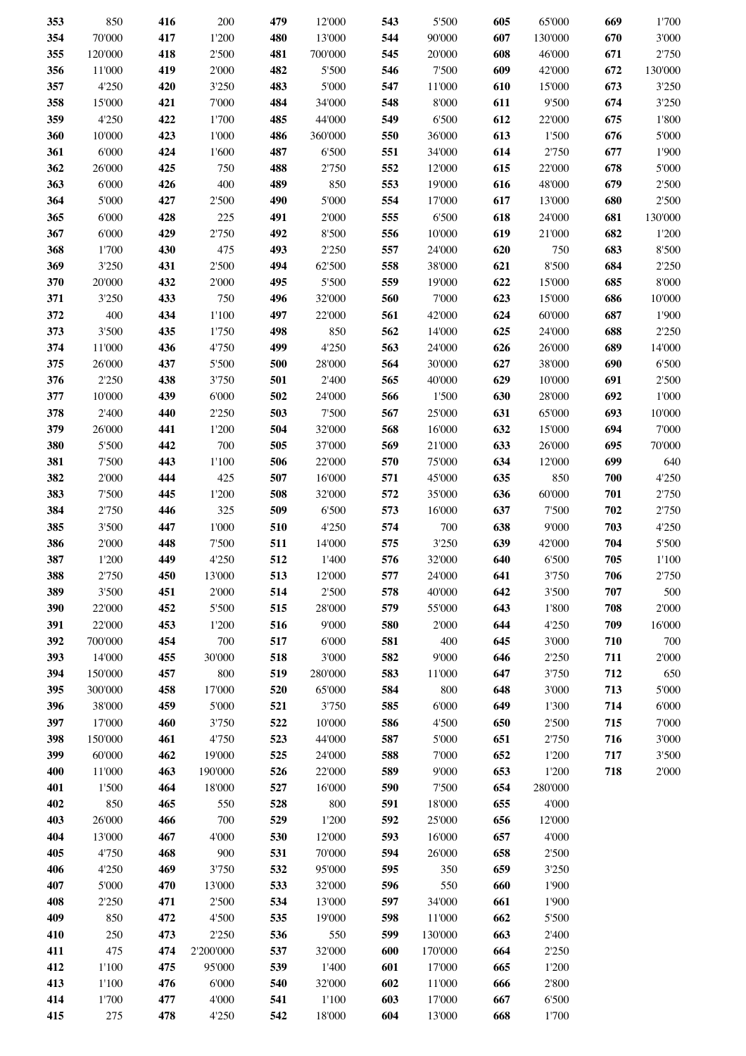| | | | | | | | | | | | |
|---|---|---|---|---|---|---|---|---|---|---|---|
| **353** | 850 | **416** | 200 | **479** | 12'000 | **543** | 5'500 | **605** | 65'000 | **669** | 1'700 |
| **354** | 70'000 | **417** | 1'200 | **480** | 13'000 | **544** | 90'000 | **607** | 130'000 | **670** | 3'000 |
| **355** | 120'000 | **418** | 2'500 | **481** | 700'000 | **545** | 20'000 | **608** | 46'000 | **671** | 2'750 |
| **356** | 11'000 | **419** | 2'000 | **482** | 5'500 | **546** | 7'500 | **609** | 42'000 | **672** | 130'000 |
| **357** | 4'250 | **420** | 3'250 | **483** | 5'000 | **547** | 11'000 | **610** | 15'000 | **673** | 3'250 |
| **358** | 15'000 | **421** | 7'000 | **484** | 34'000 | **548** | 8'000 | **611** | 9'500 | **674** | 3'250 |
| **359** | 4'250 | **422** | 1'700 | **485** | 44'000 | **549** | 6'500 | **612** | 22'000 | **675** | 1'800 |
| **360** | 10'000 | **423** | 1'000 | **486** | 360'000 | **550** | 36'000 | **613** | 1'500 | **676** | 5'000 |
| **361** | 6'000 | **424** | 1'600 | **487** | 6'500 | **551** | 34'000 | **614** | 2'750 | **677** | 1'900 |
| **362** | 26'000 | **425** | 750 | **488** | 2'750 | **552** | 12'000 | **615** | 22'000 | **678** | 5'000 |
| **363** | 6'000 | **426** | 400 | **489** | 850 | **553** | 19'000 | **616** | 48'000 | **679** | 2'500 |
| **364** | 5'000 | **427** | 2'500 | **490** | 5'000 | **554** | 17'000 | **617** | 13'000 | **680** | 2'500 |
| **365** | 6'000 | **428** | 225 | **491** | 2'000 | **555** | 6'500 | **618** | 24'000 | **681** | 130'000 |
| **367** | 6'000 | **429** | 2'750 | **492** | 8'500 | **556** | 10'000 | **619** | 21'000 | **682** | 1'200 |
| **368** | 1'700 | **430** | 475 | **493** | 2'250 | **557** | 24'000 | **620** | 750 | **683** | 8'500 |
| **369** | 3'250 | **431** | 2'500 | **494** | 62'500 | **558** | 38'000 | **621** | 8'500 | **684** | 2'250 |
| **370** | 20'000 | **432** | 2'000 | **495** | 5'500 | **559** | 19'000 | **622** | 15'000 | **685** | 8'000 |
| **371** | 3'250 | **433** | 750 | **496** | 32'000 | **560** | 7'000 | **623** | 15'000 | **686** | 10'000 |
| **372** | 400 | **434** | 1'100 | **497** | 22'000 | **561** | 42'000 | **624** | 60'000 | **687** | 1'900 |
| **373** | 3'500 | **435** | 1'750 | **498** | 850 | **562** | 14'000 | **625** | 24'000 | **688** | 2'250 |
| **374** | 11'000 | **436** | 4'750 | **499** | 4'250 | **563** | 24'000 | **626** | 26'000 | **689** | 14'000 |
| **375** | 26'000 | **437** | 5'500 | **500** | 28'000 | **564** | 30'000 | **627** | 38'000 | **690** | 6'500 |
| **376** | 2'250 | **438** | 3'750 | **501** | 2'400 | **565** | 40'000 | **629** | 10'000 | **691** | 2'500 |
| **377** | 10'000 | **439** | 6'000 | **502** | 24'000 | **566** | 1'500 | **630** | 28'000 | **692** | 1'000 |
| **378** | 2'400 | **440** | 2'250 | **503** | 7'500 | **567** | 25'000 | **631** | 65'000 | **693** | 10'000 |
| **379** | 26'000 | **441** | 1'200 | **504** | 32'000 | **568** | 16'000 | **632** | 15'000 | **694** | 7'000 |
| **380** | 5'500 | **442** | 700 | **505** | 37'000 | **569** | 21'000 | **633** | 26'000 | **695** | 70'000 |
| **381** | 7'500 | **443** | 1'100 | **506** | 22'000 | **570** | 75'000 | **634** | 12'000 | **699** | 640 |
| **382** | 2'000 | **444** | 425 | **507** | 16'000 | **571** | 45'000 | **635** | 850 | **700** | 4'250 |
| **383** | 7'500 | **445** | 1'200 | **508** | 32'000 | **572** | 35'000 | **636** | 60'000 | **701** | 2'750 |
| **384** | 2'750 | **446** | 325 | **509** | 6'500 | **573** | 16'000 | **637** | 7'500 | **702** | 2'750 |
| **385** | 3'500 | **447** | 1'000 | **510** | 4'250 | **574** | 700 | **638** | 9'000 | **703** | 4'250 |
| **386** | 2'000 | **448** | 7'500 | **511** | 14'000 | **575** | 3'250 | **639** | 42'000 | **704** | 5'500 |
| **387** | 1'200 | **449** | 4'250 | **512** | 1'400 | **576** | 32'000 | **640** | 6'500 | **705** | 1'100 |
| **388** | 2'750 | **450** | 13'000 | **513** | 12'000 | **577** | 24'000 | **641** | 3'750 | **706** | 2'750 |
| **389** | 3'500 | **451** | 2'000 | **514** | 2'500 | **578** | 40'000 | **642** | 3'500 | **707** | 500 |
| **390** | 22'000 | **452** | 5'500 | **515** | 28'000 | **579** | 55'000 | **643** | 1'800 | **708** | 2'000 |
| **391** | 22'000 | **453** | 1'200 | **516** | 9'000 | **580** | 2'000 | **644** | 4'250 | **709** | 16'000 |
| **392** | 700'000 | **454** | 700 | **517** | 6'000 | **581** | 400 | **645** | 3'000 | **710** | 700 |
| **393** | 14'000 | **455** | 30'000 | **518** | 3'000 | **582** | 9'000 | **646** | 2'250 | **711** | 2'000 |
| **394** | 150'000 | **457** | 800 | **519** | 280'000 | **583** | 11'000 | **647** | 3'750 | **712** | 650 |
| **395** | 300'000 | **458** | 17'000 | **520** | 65'000 | **584** | 800 | **648** | 3'000 | **713** | 5'000 |
| **396** | 38'000 | **459** | 5'000 | **521** | 3'750 | **585** | 6'000 | **649** | 1'300 | **714** | 6'000 |
| **397** | 17'000 | **460** | 3'750 | **522** | 10'000 | **586** | 4'500 | **650** | 2'500 | **715** | 7'000 |
| **398** | 150'000 | **461** | 4'750 | **523** | 44'000 | **587** | 5'000 | **651** | 2'750 | **716** | 3'000 |
| **399** | 60'000 | **462** | 19'000 | **525** | 24'000 | **588** | 7'000 | **652** | 1'200 | **717** | 3'500 |
| **400** | 11'000 | **463** | 190'000 | **526** | 22'000 | **589** | 9'000 | **653** | 1'200 | **718** | 2'000 |
| **401** | 1'500 | **464** | 18'000 | **527** | 16'000 | **590** | 7'500 | **654** | 280'000 | | |
| **402** | 850 | **465** | 550 | **528** | 800 | **591** | 18'000 | **655** | 4'000 | | |
| **403** | 26'000 | **466** | 700 | **529** | 1'200 | **592** | 25'000 | **656** | 12'000 | | |
| **404** | 13'000 | **467** | 4'000 | **530** | 12'000 | **593** | 16'000 | **657** | 4'000 | | |
| **405** | 4'750 | **468** | 900 | **531** | 70'000 | **594** | 26'000 | **658** | 2'500 | | |
| **406** | 4'250 | **469** | 3'750 | **532** | 95'000 | **595** | 350 | **659** | 3'250 | | |
| **407** | 5'000 | **470** | 13'000 | **533** | 32'000 | **596** | 550 | **660** | 1'900 | | |
| **408** | 2'250 | **471** | 2'500 | **534** | 13'000 | **597** | 34'000 | **661** | 1'900 | | |
| **409** | 850 | **472** | 4'500 | **535** | 19'000 | **598** | 11'000 | **662** | 5'500 | | |
| **410** | 250 | **473** | 2'250 | **536** | 550 | **599** | 130'000 | **663** | 2'400 | | |
| **411** | 475 | **474** | 2'200'000 | **537** | 32'000 | **600** | 170'000 | **664** | 2'250 | | |
| **412** | 1'100 | **475** | 95'000 | **539** | 1'400 | **601** | 17'000 | **665** | 1'200 | | |
| **413** | 1'100 | **476** | 6'000 | **540** | 32'000 | **602** | 11'000 | **666** | 2'800 | | |
| **414** | 1'700 | **477** | 4'000 | **541** | 1'100 | **603** | 17'000 | **667** | 6'500 | | |
| **415** | 275 | **478** | 4'250 | **542** | 18'000 | **604** | 13'000 | **668** | 1'700 | | |